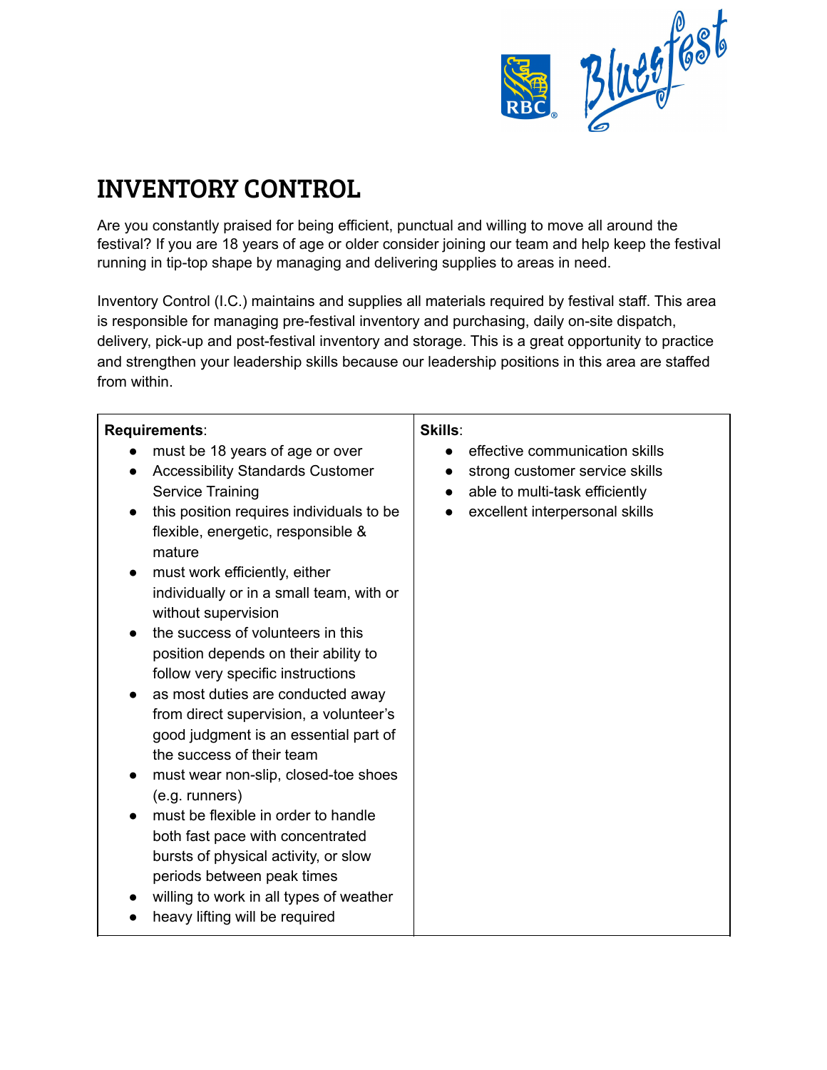# INVENTORY CONTROL

Are you constantly praised for being efficient, punctual and willing to move all around the festival? If you are 18 years of age or older consider joining our team and help keep the festival running in tip-top shape by managing and delivering supplies to areas in need.

Inventory Control (I.C.) maintains and supplies all materials required by festival staff. This area is responsible for managing pre-festival inventory and purchasing, daily on-site dispatch, delivery, pick-up and post-festival inventory and storage. This is a great opportunity to practice and strengthen your leadership skills because our leadership positions in this area are staffed from within.

| **Requirements**: | **Skills**: |
|---|---|
| • must be 18 years of age or over<br>• Accessibility Standards Customer Service Training<br>• this position requires individuals to be flexible, energetic, responsible & mature<br>• must work efficiently, either individually or in a small team, with or without supervision<br>• the success of volunteers in this position depends on their ability to follow very specific instructions<br>• as most duties are conducted away from direct supervision, a volunteer's good judgment is an essential part of the success of their team<br>• must wear non-slip, closed-toe shoes (e.g. runners)<br>• must be flexible in order to handle both fast pace with concentrated bursts of physical activity, or slow periods between peak times<br>• willing to work in all types of weather<br>• heavy lifting will be required | • effective communication skills<br>• strong customer service skills<br>• able to multi-task efficiently<br>• excellent interpersonal skills |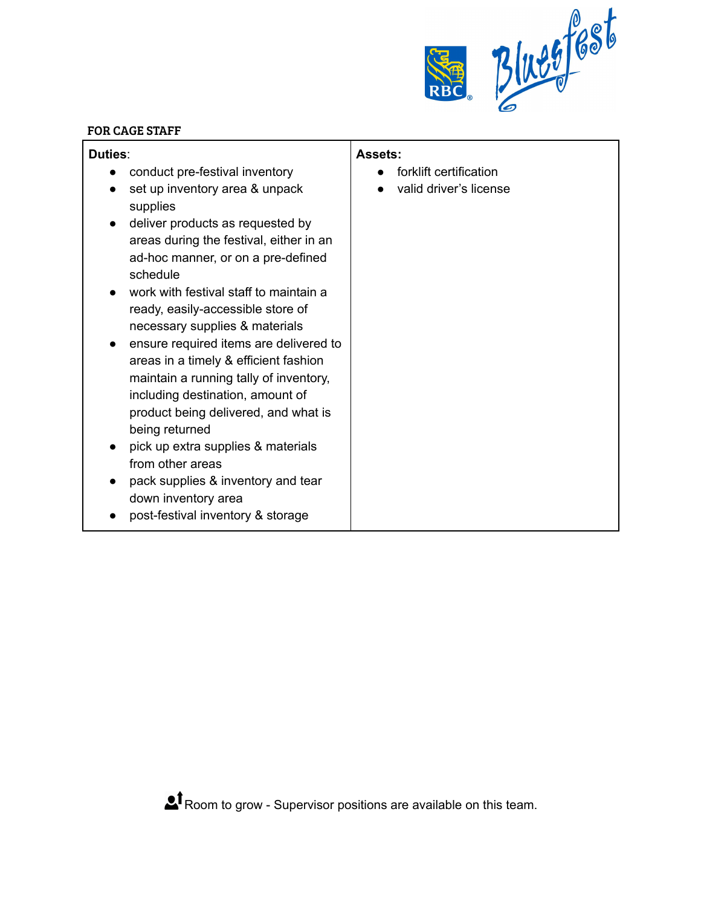FOR CAGE STAFF

| **Duties**: | **Assets:** |
|---|---|
| • conduct pre-festival inventory<br>• set up inventory area & unpack supplies<br>• deliver products as requested by areas during the festival, either in an ad-hoc manner, or on a pre-defined schedule<br>• work with festival staff to maintain a ready, easily-accessible store of necessary supplies & materials<br>• ensure required items are delivered to areas in a timely & efficient fashion maintain a running tally of inventory, including destination, amount of product being delivered, and what is being returned<br>• pick up extra supplies & materials from other areas<br>• pack supplies & inventory and tear down inventory area<br>• post-festival inventory & storage | • forklift certification<br>• valid driver's license |

Room to grow - Supervisor positions are available on this team.